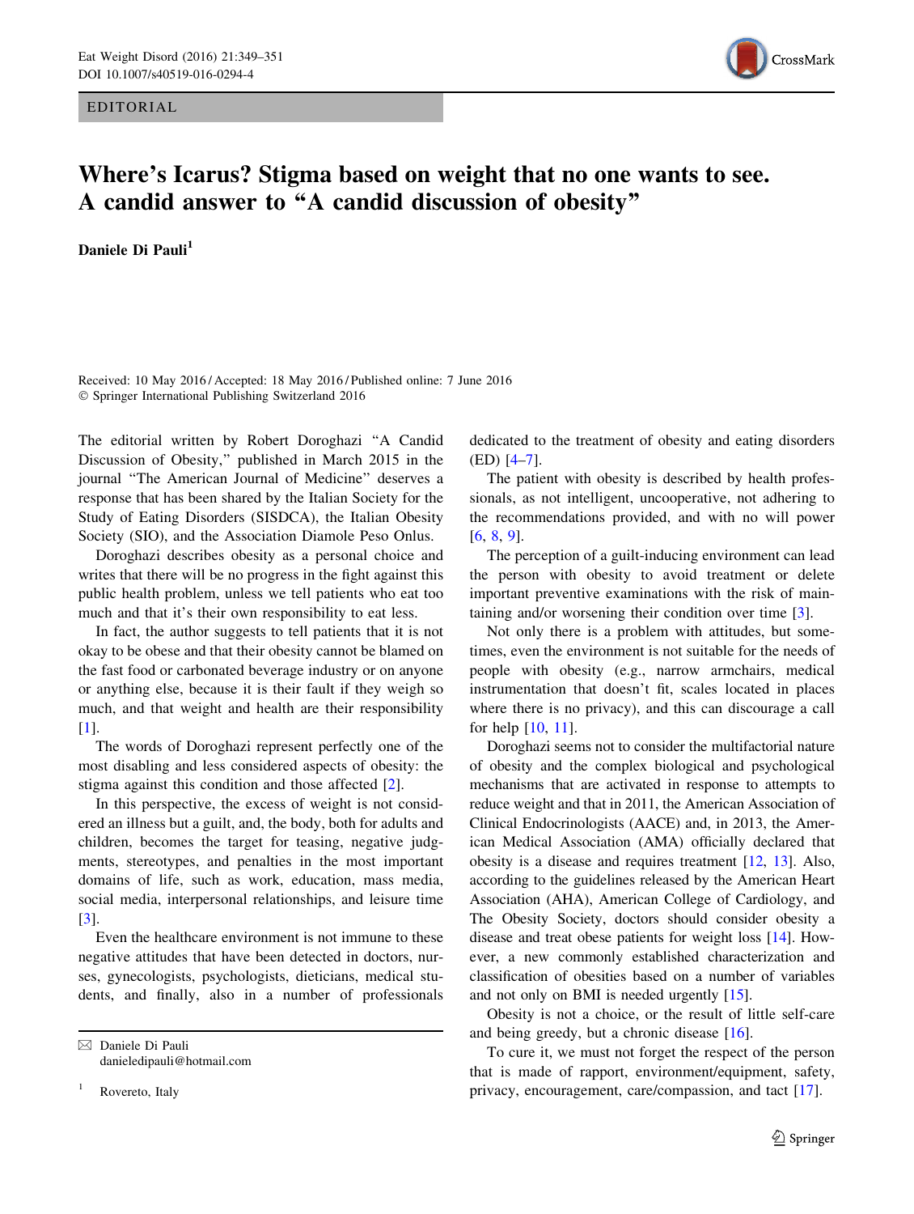EDITORIAL

# Where's Icarus? Stigma based on weight that no one wants to see. A candid answer to "A candid discussion of obesity"

**Daniele Di Pauli**[1]

Received: 10 May 2016 / Accepted: 18 May 2016 / Published online: 7 June 2016
© Springer International Publishing Switzerland 2016

The editorial written by Robert Doroghazi "A Candid Discussion of Obesity," published in March 2015 in the journal "The American Journal of Medicine" deserves a response that has been shared by the Italian Society for the Study of Eating Disorders (SISDCA), the Italian Obesity Society (SIO), and the Association Diamole Peso Onlus.

Doroghazi describes obesity as a personal choice and writes that there will be no progress in the fight against this public health problem, unless we tell patients who eat too much and that it's their own responsibility to eat less.

In fact, the author suggests to tell patients that it is not okay to be obese and that their obesity cannot be blamed on the fast food or carbonated beverage industry or on anyone or anything else, because it is their fault if they weigh so much, and that weight and health are their responsibility [1].

The words of Doroghazi represent perfectly one of the most disabling and less considered aspects of obesity: the stigma against this condition and those affected [2].

In this perspective, the excess of weight is not considered an illness but a guilt, and, the body, both for adults and children, becomes the target for teasing, negative judgments, stereotypes, and penalties in the most important domains of life, such as work, education, mass media, social media, interpersonal relationships, and leisure time [3].

Even the healthcare environment is not immune to these negative attitudes that have been detected in doctors, nurses, gynecologists, psychologists, dieticians, medical students, and finally, also in a number of professionals dedicated to the treatment of obesity and eating disorders (ED) [4–7].

The patient with obesity is described by health professionals, as not intelligent, uncooperative, not adhering to the recommendations provided, and with no will power [6, 8, 9].

The perception of a guilt-inducing environment can lead the person with obesity to avoid treatment or delete important preventive examinations with the risk of maintaining and/or worsening their condition over time [3].

Not only there is a problem with attitudes, but sometimes, even the environment is not suitable for the needs of people with obesity (e.g., narrow armchairs, medical instrumentation that doesn't fit, scales located in places where there is no privacy), and this can discourage a call for help [10, 11].

Doroghazi seems not to consider the multifactorial nature of obesity and the complex biological and psychological mechanisms that are activated in response to attempts to reduce weight and that in 2011, the American Association of Clinical Endocrinologists (AACE) and, in 2013, the American Medical Association (AMA) officially declared that obesity is a disease and requires treatment [12, 13]. Also, according to the guidelines released by the American Heart Association (AHA), American College of Cardiology, and The Obesity Society, doctors should consider obesity a disease and treat obese patients for weight loss [14]. However, a new commonly established characterization and classification of obesities based on a number of variables and not only on BMI is needed urgently [15].

Obesity is not a choice, or the result of little self-care and being greedy, but a chronic disease [16].

To cure it, we must not forget the respect of the person that is made of rapport, environment/equipment, safety, privacy, encouragement, care/compassion, and tact [17].

---

✉ Daniele Di Pauli
danieledipauli@hotmail.com

[1] Rovereto, Italy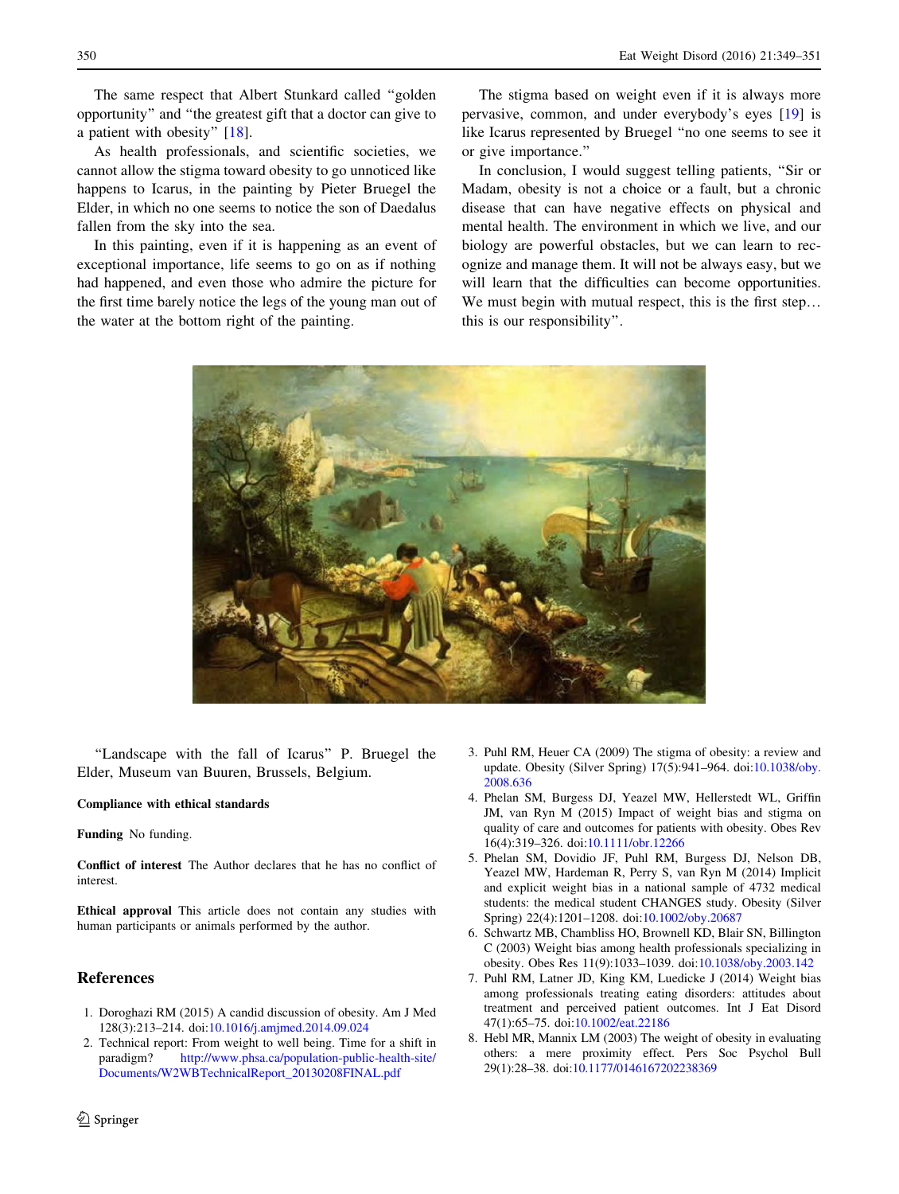The same respect that Albert Stunkard called "golden opportunity" and "the greatest gift that a doctor can give to a patient with obesity" [18].

As health professionals, and scientific societies, we cannot allow the stigma toward obesity to go unnoticed like happens to Icarus, in the painting by Pieter Bruegel the Elder, in which no one seems to notice the son of Daedalus fallen from the sky into the sea.

In this painting, even if it is happening as an event of exceptional importance, life seems to go on as if nothing had happened, and even those who admire the picture for the first time barely notice the legs of the young man out of the water at the bottom right of the painting.

The stigma based on weight even if it is always more pervasive, common, and under everybody's eyes [19] is like Icarus represented by Bruegel "no one seems to see it or give importance."

In conclusion, I would suggest telling patients, "Sir or Madam, obesity is not a choice or a fault, but a chronic disease that can have negative effects on physical and mental health. The environment in which we live, and our biology are powerful obstacles, but we can learn to recognize and manage them. It will not be always easy, but we will learn that the difficulties can become opportunities. We must begin with mutual respect, this is the first step… this is our responsibility".

"Landscape with the fall of Icarus" P. Bruegel the Elder, Museum van Buuren, Brussels, Belgium.

**Compliance with ethical standards**

**Funding** No funding.

**Conflict of interest** The Author declares that he has no conflict of interest.

**Ethical approval** This article does not contain any studies with human participants or animals performed by the author.

## References

1. Doroghazi RM (2015) A candid discussion of obesity. Am J Med 128(3):213–214. doi:10.1016/j.amjmed.2014.09.024
2. Technical report: From weight to well being. Time for a shift in paradigm? http://www.phsa.ca/population-public-health-site/Documents/W2WBTechnicalReport_20130208FINAL.pdf
3. Puhl RM, Heuer CA (2009) The stigma of obesity: a review and update. Obesity (Silver Spring) 17(5):941–964. doi:10.1038/oby.2008.636
4. Phelan SM, Burgess DJ, Yeazel MW, Hellerstedt WL, Griffin JM, van Ryn M (2015) Impact of weight bias and stigma on quality of care and outcomes for patients with obesity. Obes Rev 16(4):319–326. doi:10.1111/obr.12266
5. Phelan SM, Dovidio JF, Puhl RM, Burgess DJ, Nelson DB, Yeazel MW, Hardeman R, Perry S, van Ryn M (2014) Implicit and explicit weight bias in a national sample of 4732 medical students: the medical student CHANGES study. Obesity (Silver Spring) 22(4):1201–1208. doi:10.1002/oby.20687
6. Schwartz MB, Chambliss HO, Brownell KD, Blair SN, Billington C (2003) Weight bias among health professionals specializing in obesity. Obes Res 11(9):1033–1039. doi:10.1038/oby.2003.142
7. Puhl RM, Latner JD, King KM, Luedicke J (2014) Weight bias among professionals treating eating disorders: attitudes about treatment and perceived patient outcomes. Int J Eat Disord 47(1):65–75. doi:10.1002/eat.22186
8. Hebl MR, Mannix LM (2003) The weight of obesity in evaluating others: a mere proximity effect. Pers Soc Psychol Bull 29(1):28–38. doi:10.1177/0146167202238369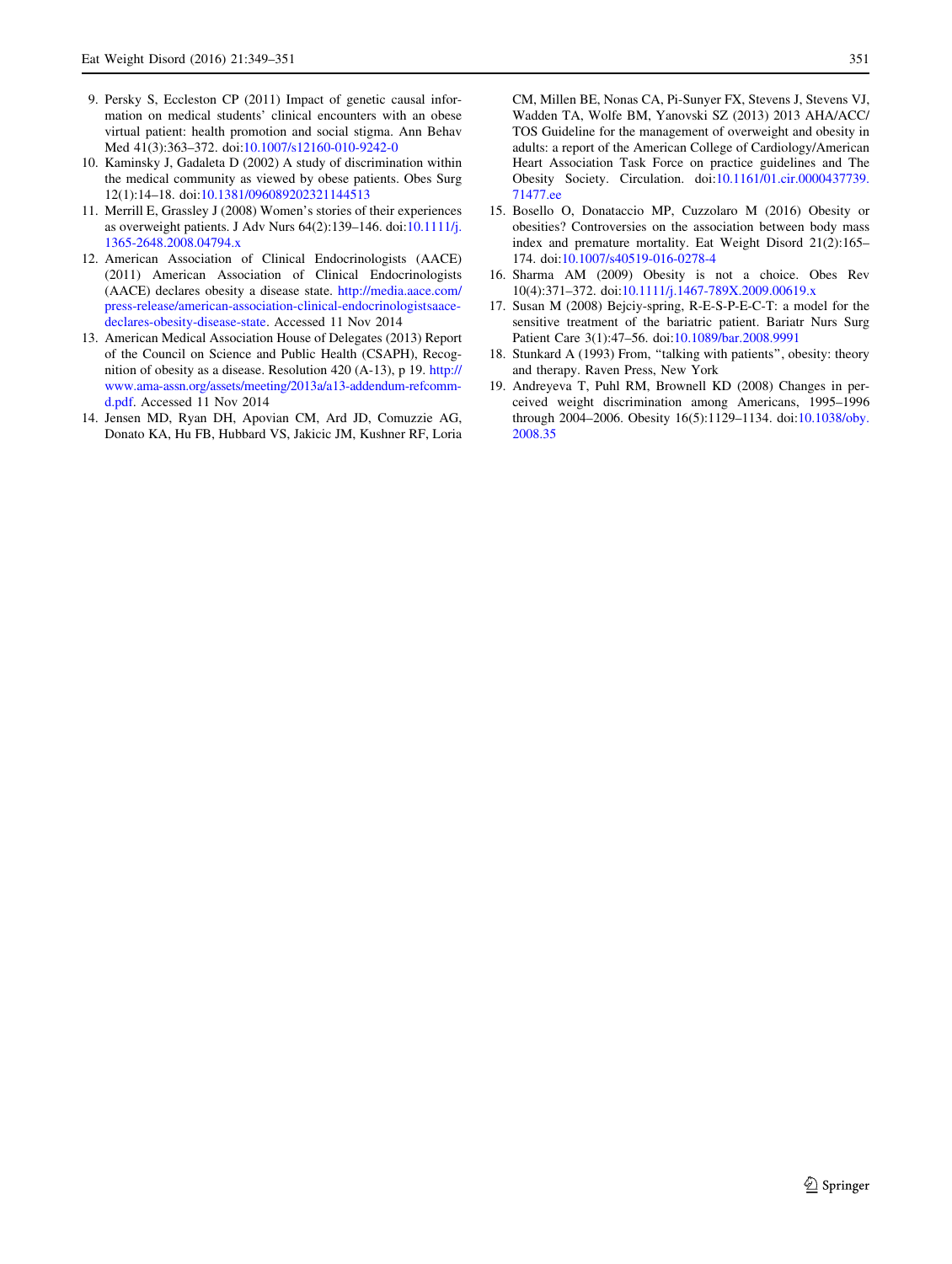9. Persky S, Eccleston CP (2011) Impact of genetic causal information on medical students' clinical encounters with an obese virtual patient: health promotion and social stigma. Ann Behav Med 41(3):363–372. doi:10.1007/s12160-010-9242-0
10. Kaminsky J, Gadaleta D (2002) A study of discrimination within the medical community as viewed by obese patients. Obes Surg 12(1):14–18. doi:10.1381/096089202321144513
11. Merrill E, Grassley J (2008) Women's stories of their experiences as overweight patients. J Adv Nurs 64(2):139–146. doi:10.1111/j.1365-2648.2008.04794.x
12. American Association of Clinical Endocrinologists (AACE) (2011) American Association of Clinical Endocrinologists (AACE) declares obesity a disease state. http://media.aace.com/press-release/american-association-clinical-endocrinologistsaace-declares-obesity-disease-state. Accessed 11 Nov 2014
13. American Medical Association House of Delegates (2013) Report of the Council on Science and Public Health (CSAPH), Recognition of obesity as a disease. Resolution 420 (A-13), p 19. http://www.ama-assn.org/assets/meeting/2013a/a13-addendum-refcomm-d.pdf. Accessed 11 Nov 2014
14. Jensen MD, Ryan DH, Apovian CM, Ard JD, Comuzzie AG, Donato KA, Hu FB, Hubbard VS, Jakicic JM, Kushner RF, Loria CM, Millen BE, Nonas CA, Pi-Sunyer FX, Stevens J, Stevens VJ, Wadden TA, Wolfe BM, Yanovski SZ (2013) 2013 AHA/ACC/TOS Guideline for the management of overweight and obesity in adults: a report of the American College of Cardiology/American Heart Association Task Force on practice guidelines and The Obesity Society. Circulation. doi:10.1161/01.cir.0000437739.71477.ee
15. Bosello O, Donataccio MP, Cuzzolaro M (2016) Obesity or obesities? Controversies on the association between body mass index and premature mortality. Eat Weight Disord 21(2):165–174. doi:10.1007/s40519-016-0278-4
16. Sharma AM (2009) Obesity is not a choice. Obes Rev 10(4):371–372. doi:10.1111/j.1467-789X.2009.00619.x
17. Susan M (2008) Bejciy-spring, R-E-S-P-E-C-T: a model for the sensitive treatment of the bariatric patient. Bariatr Nurs Surg Patient Care 3(1):47–56. doi:10.1089/bar.2008.9991
18. Stunkard A (1993) From, "talking with patients", obesity: theory and therapy. Raven Press, New York
19. Andreyeva T, Puhl RM, Brownell KD (2008) Changes in perceived weight discrimination among Americans, 1995–1996 through 2004–2006. Obesity 16(5):1129–1134. doi:10.1038/oby.2008.35